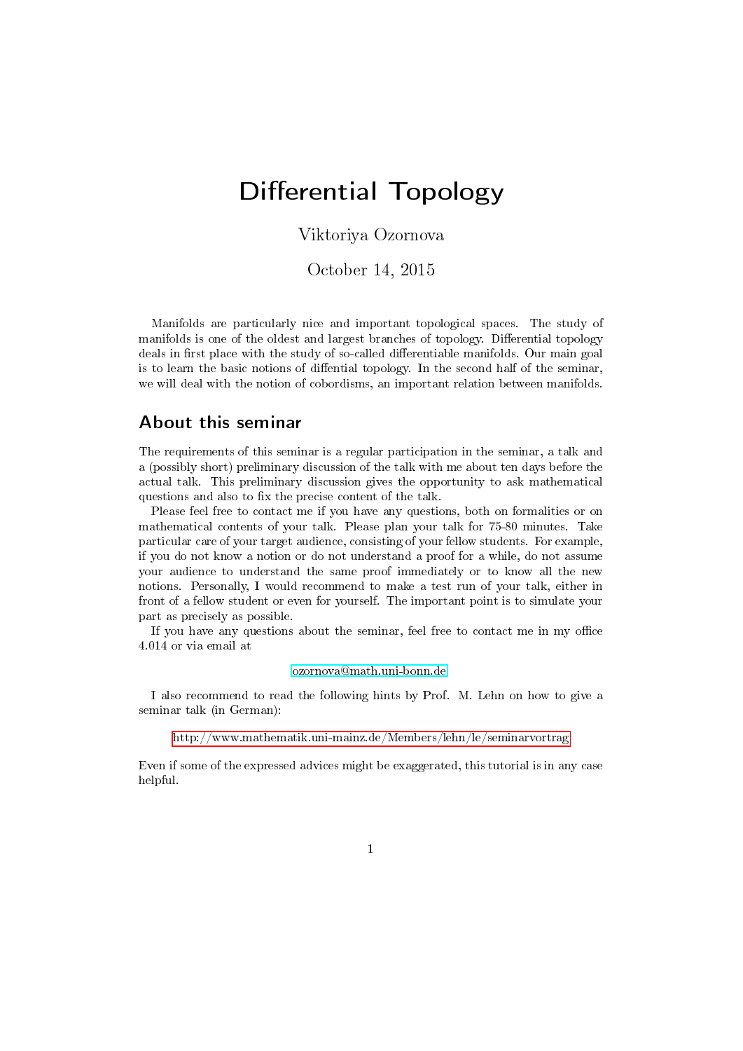# Differential Topology

Viktoriya Ozornova

October 14, 2015

Manifolds are particularly nice and important topological spaces. The study of manifolds is one of the oldest and largest branches of topology. Differential topology deals in first place with the study of so-called differentiable manifolds. Our main goal is to learn the basic notions of diffential topology. In the second half of the seminar, we will deal with the notion of cobordisms, an important relation between manifolds.

## About this seminar

The requirements of this seminar is a regular participation in the seminar, a talk and a (possibly short) preliminary discussion of the talk with me about ten days before the actual talk. This preliminary discussion gives the opportunity to ask mathematical questions and also to fix the precise content of the talk.

Please feel free to contact me if you have any questions, both on formalities or on mathematical contents of your talk. Please plan your talk for 75-80 minutes. Take particular care of your target audience, consisting of your fellow students. For example, if you do not know a notion or do not understand a proof for a while, do not assume your audience to understand the same proof immediately or to know all the new notions. Personally, I would recommend to make a test run of your talk, either in front of a fellow student or even for yourself. The important point is to simulate your part as precisely as possible.

If you have any questions about the seminar, feel free to contact me in my office 4.014 or via email at

ozornova@math.uni-bonn.de

I also recommend to read the following hints by Prof. M. Lehn on how to give a seminar talk (in German):

http://www.mathematik.uni-mainz.de/Members/lehn/le/seminarvortrag

Even if some of the expressed advices might be exaggerated, this tutorial is in any case helpful.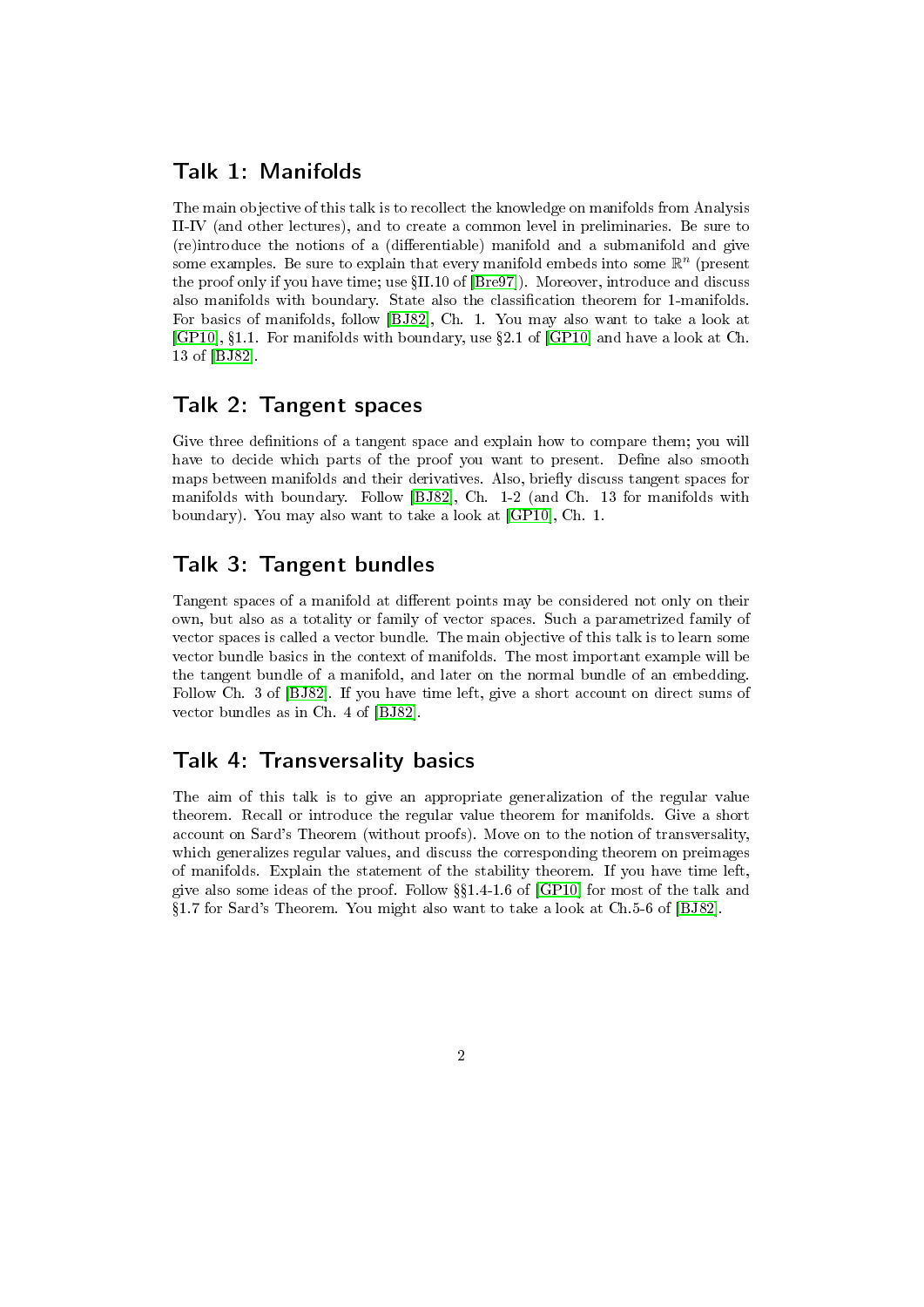## Talk 1: Manifolds

The main objective of this talk is to recollect the knowledge on manifolds from Analysis II-IV (and other lectures), and to create a common level in preliminaries. Be sure to (re)introduce the notions of a (differentiable) manifold and a submanifold and give some examples. Be sure to explain that every manifold embeds into some $\mathbb{R}^n$ (present the proof only if you have time; use §II.10 of [Bre97]). Moreover, introduce and discuss also manifolds with boundary. State also the classification theorem for 1-manifolds. For basics of manifolds, follow [BJ82], Ch. 1. You may also want to take a look at [GP10], §1.1. For manifolds with boundary, use §2.1 of [GP10] and have a look at Ch. 13 of [BJ82].

## Talk 2: Tangent spaces

Give three definitions of a tangent space and explain how to compare them; you will have to decide which parts of the proof you want to present. Define also smooth maps between manifolds and their derivatives. Also, briefly discuss tangent spaces for manifolds with boundary. Follow [BJ82], Ch. 1-2 (and Ch. 13 for manifolds with boundary). You may also want to take a look at [GP10], Ch. 1.

## Talk 3: Tangent bundles

Tangent spaces of a manifold at different points may be considered not only on their own, but also as a totality or family of vector spaces. Such a parametrized family of vector spaces is called a vector bundle. The main objective of this talk is to learn some vector bundle basics in the context of manifolds. The most important example will be the tangent bundle of a manifold, and later on the normal bundle of an embedding. Follow Ch. 3 of [BJ82]. If you have time left, give a short account on direct sums of vector bundles as in Ch. 4 of [BJ82].

## Talk 4: Transversality basics

The aim of this talk is to give an appropriate generalization of the regular value theorem. Recall or introduce the regular value theorem for manifolds. Give a short account on Sard's Theorem (without proofs). Move on to the notion of transversality, which generalizes regular values, and discuss the corresponding theorem on preimages of manifolds. Explain the statement of the stability theorem. If you have time left, give also some ideas of the proof. Follow §§1.4-1.6 of [GP10] for most of the talk and §1.7 for Sard's Theorem. You might also want to take a look at Ch.5-6 of [BJ82].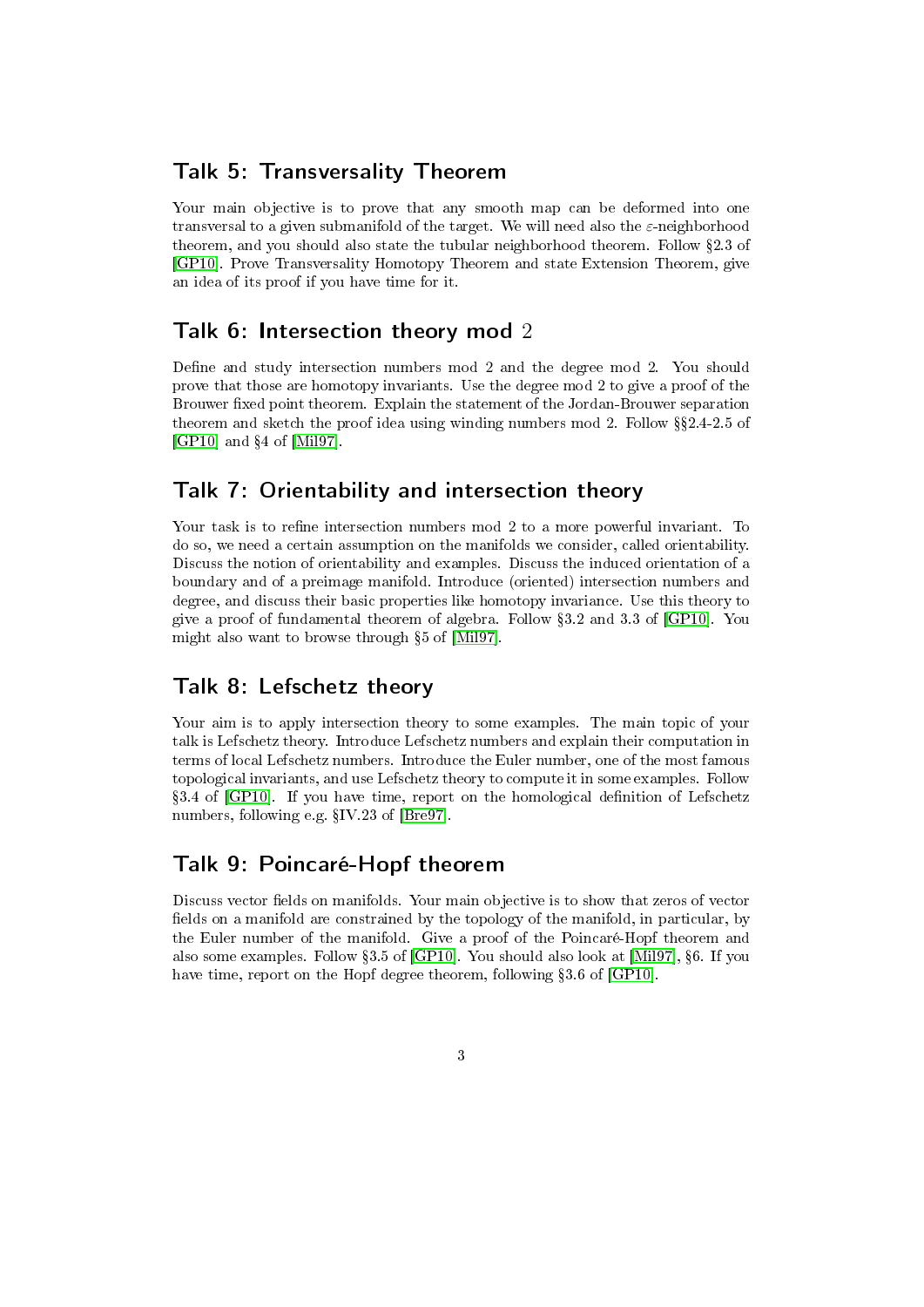## Talk 5: Transversality Theorem

Your main objective is to prove that any smooth map can be deformed into one transversal to a given submanifold of the target. We will need also the $\varepsilon$-neighborhood theorem, and you should also state the tubular neighborhood theorem. Follow §2.3 of [GP10]. Prove Transversality Homotopy Theorem and state Extension Theorem, give an idea of its proof if you have time for it.

## Talk 6: Intersection theory mod 2

Define and study intersection numbers mod 2 and the degree mod 2. You should prove that those are homotopy invariants. Use the degree mod 2 to give a proof of the Brouwer fixed point theorem. Explain the statement of the Jordan-Brouwer separation theorem and sketch the proof idea using winding numbers mod 2. Follow §§2.4-2.5 of [GP10] and §4 of [Mil97].

## Talk 7: Orientability and intersection theory

Your task is to refine intersection numbers mod 2 to a more powerful invariant. To do so, we need a certain assumption on the manifolds we consider, called orientability. Discuss the notion of orientability and examples. Discuss the induced orientation of a boundary and of a preimage manifold. Introduce (oriented) intersection numbers and degree, and discuss their basic properties like homotopy invariance. Use this theory to give a proof of fundamental theorem of algebra. Follow §3.2 and 3.3 of [GP10]. You might also want to browse through §5 of [Mil97].

## Talk 8: Lefschetz theory

Your aim is to apply intersection theory to some examples. The main topic of your talk is Lefschetz theory. Introduce Lefschetz numbers and explain their computation in terms of local Lefschetz numbers. Introduce the Euler number, one of the most famous topological invariants, and use Lefschetz theory to compute it in some examples. Follow §3.4 of [GP10]. If you have time, report on the homological definition of Lefschetz numbers, following e.g. §IV.23 of [Bre97].

## Talk 9: Poincaré-Hopf theorem

Discuss vector fields on manifolds. Your main objective is to show that zeros of vector fields on a manifold are constrained by the topology of the manifold, in particular, by the Euler number of the manifold. Give a proof of the Poincaré-Hopf theorem and also some examples. Follow §3.5 of [GP10]. You should also look at [Mil97], §6. If you have time, report on the Hopf degree theorem, following §3.6 of [GP10].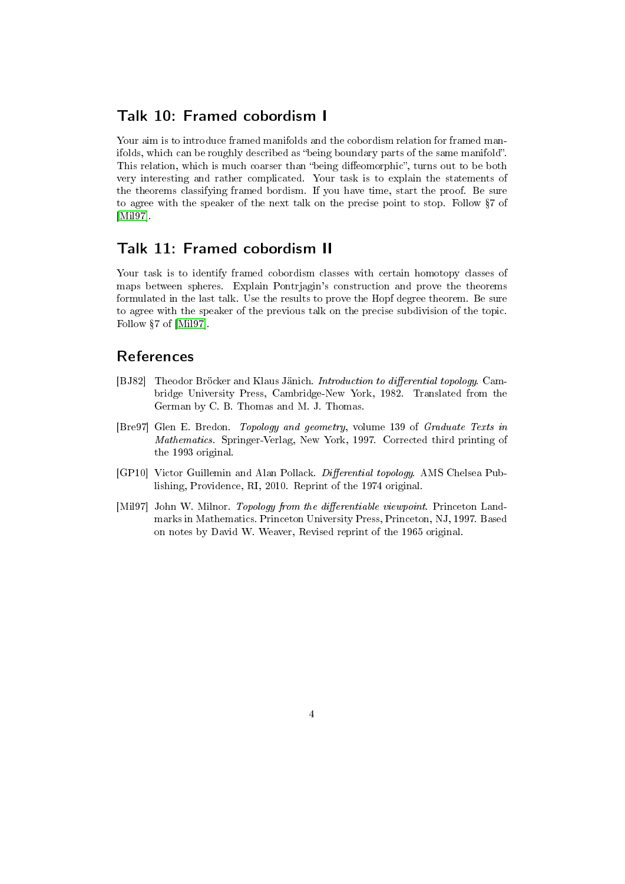## Talk 10: Framed cobordism I

Your aim is to introduce framed manifolds and the cobordism relation for framed manifolds, which can be roughly described as "being boundary parts of the same manifold". This relation, which is much coarser than "being diffeomorphic", turns out to be both very interesting and rather complicated. Your task is to explain the statements of the theorems classifying framed bordism. If you have time, start the proof. Be sure to agree with the speaker of the next talk on the precise point to stop. Follow §7 of [Mil97].

## Talk 11: Framed cobordism II

Your task is to identify framed cobordism classes with certain homotopy classes of maps between spheres. Explain Pontrjagin's construction and prove the theorems formulated in the last talk. Use the results to prove the Hopf degree theorem. Be sure to agree with the speaker of the previous talk on the precise subdivision of the topic. Follow §7 of [Mil97].

## References

[BJ82] Theodor Bröcker and Klaus Jänich. *Introduction to differential topology*. Cambridge University Press, Cambridge-New York, 1982. Translated from the German by C. B. Thomas and M. J. Thomas.

[Bre97] Glen E. Bredon. *Topology and geometry*, volume 139 of *Graduate Texts in Mathematics*. Springer-Verlag, New York, 1997. Corrected third printing of the 1993 original.

[GP10] Victor Guillemin and Alan Pollack. *Differential topology*. AMS Chelsea Publishing, Providence, RI, 2010. Reprint of the 1974 original.

[Mil97] John W. Milnor. *Topology from the differentiable viewpoint*. Princeton Landmarks in Mathematics. Princeton University Press, Princeton, NJ, 1997. Based on notes by David W. Weaver, Revised reprint of the 1965 original.